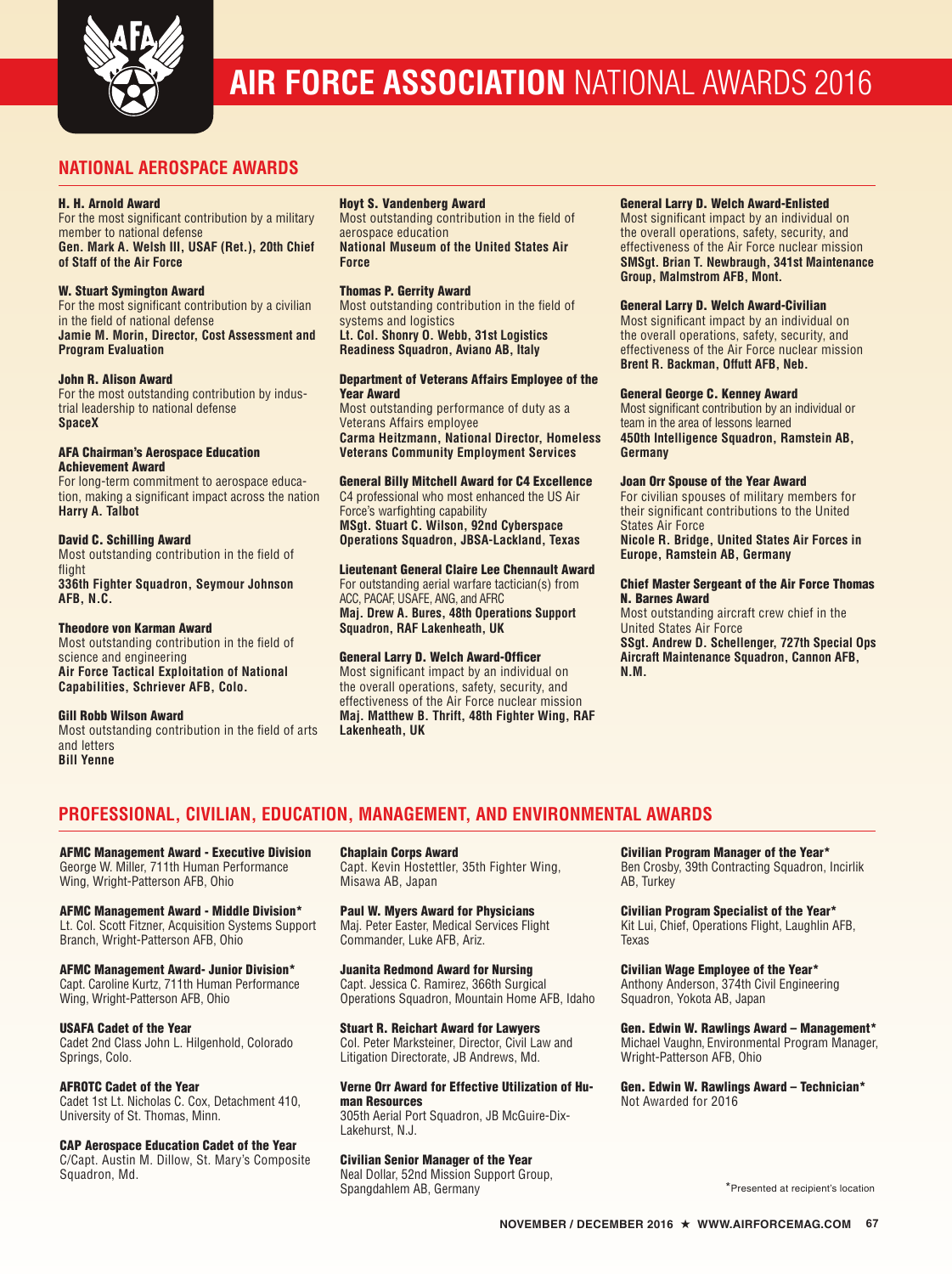# AIR FORCE ASSOCIATION NATIONAL AWARDS 2016

## NATIONAL AEROSPACE AWARDS

**H. H. Arnold Award**
For the most significant contribution by a military member to national defense
**Gen. Mark A. Welsh III, USAF (Ret.), 20th Chief of Staff of the Air Force**

**W. Stuart Symington Award**
For the most significant contribution by a civilian in the field of national defense
**Jamie M. Morin, Director, Cost Assessment and Program Evaluation**

**John R. Alison Award**
For the most outstanding contribution by industrial leadership to national defense
**SpaceX**

**AFA Chairman's Aerospace Education Achievement Award**
For long-term commitment to aerospace education, making a significant impact across the nation
**Harry A. Talbot**

**David C. Schilling Award**
Most outstanding contribution in the field of flight
**336th Fighter Squadron, Seymour Johnson AFB, N.C.**

**Theodore von Karman Award**
Most outstanding contribution in the field of science and engineering
**Air Force Tactical Exploitation of National Capabilities, Schriever AFB, Colo.**

**Gill Robb Wilson Award**
Most outstanding contribution in the field of arts and letters
**Bill Yenne**

**Hoyt S. Vandenberg Award**
Most outstanding contribution in the field of aerospace education
**National Museum of the United States Air Force**

**Thomas P. Gerrity Award**
Most outstanding contribution in the field of systems and logistics
**Lt. Col. Shonry O. Webb, 31st Logistics Readiness Squadron, Aviano AB, Italy**

**Department of Veterans Affairs Employee of the Year Award**
Most outstanding performance of duty as a Veterans Affairs employee
**Carma Heitzmann, National Director, Homeless Veterans Community Employment Services**

**General Billy Mitchell Award for C4 Excellence**
C4 professional who most enhanced the US Air Force's warfighting capability
**MSgt. Stuart C. Wilson, 92nd Cyberspace Operations Squadron, JBSA-Lackland, Texas**

**Lieutenant General Claire Lee Chennault Award**
For outstanding aerial warfare tactician(s) from ACC, PACAF, USAFE, ANG, and AFRC
**Maj. Drew A. Bures, 48th Operations Support Squadron, RAF Lakenheath, UK**

**General Larry D. Welch Award-Officer**
Most significant impact by an individual on the overall operations, safety, security, and effectiveness of the Air Force nuclear mission
**Maj. Matthew B. Thrift, 48th Fighter Wing, RAF Lakenheath, UK**

**General Larry D. Welch Award-Enlisted**
Most significant impact by an individual on the overall operations, safety, security, and effectiveness of the Air Force nuclear mission
**SMSgt. Brian T. Newbraugh, 341st Maintenance Group, Malmstrom AFB, Mont.**

**General Larry D. Welch Award-Civilian**
Most significant impact by an individual on the overall operations, safety, security, and effectiveness of the Air Force nuclear mission
**Brent R. Backman, Offutt AFB, Neb.**

**General George C. Kenney Award**
Most significant contribution by an individual or team in the area of lessons learned
**450th Intelligence Squadron, Ramstein AB, Germany**

**Joan Orr Spouse of the Year Award**
For civilian spouses of military members for their significant contributions to the United States Air Force
**Nicole R. Bridge, United States Air Forces in Europe, Ramstein AB, Germany**

**Chief Master Sergeant of the Air Force Thomas N. Barnes Award**
Most outstanding aircraft crew chief in the United States Air Force
**SSgt. Andrew D. Schellenger, 727th Special Ops Aircraft Maintenance Squadron, Cannon AFB, N.M.**

## PROFESSIONAL, CIVILIAN, EDUCATION, MANAGEMENT, AND ENVIRONMENTAL AWARDS

**AFMC Management Award - Executive Division**
George W. Miller, 711th Human Performance Wing, Wright-Patterson AFB, Ohio

**AFMC Management Award - Middle Division***
Lt. Col. Scott Fitzner, Acquisition Systems Support Branch, Wright-Patterson AFB, Ohio

**AFMC Management Award- Junior Division***
Capt. Caroline Kurtz, 711th Human Performance Wing, Wright-Patterson AFB, Ohio

**USAFA Cadet of the Year**
Cadet 2nd Class John L. Hilgenhold, Colorado Springs, Colo.

**AFROTC Cadet of the Year**
Cadet 1st Lt. Nicholas C. Cox, Detachment 410, University of St. Thomas, Minn.

**CAP Aerospace Education Cadet of the Year**
C/Capt. Austin M. Dillow, St. Mary's Composite Squadron, Md.

**Chaplain Corps Award**
Capt. Kevin Hostettler, 35th Fighter Wing, Misawa AB, Japan

**Paul W. Myers Award for Physicians**
Maj. Peter Easter, Medical Services Flight Commander, Luke AFB, Ariz.

**Juanita Redmond Award for Nursing**
Capt. Jessica C. Ramirez, 366th Surgical Operations Squadron, Mountain Home AFB, Idaho

**Stuart R. Reichart Award for Lawyers**
Col. Peter Marksteiner, Director, Civil Law and Litigation Directorate, JB Andrews, Md.

**Verne Orr Award for Effective Utilization of Human Resources**
305th Aerial Port Squadron, JB McGuire-Dix-Lakehurst, N.J.

**Civilian Senior Manager of the Year**
Neal Dollar, 52nd Mission Support Group, Spangdahlem AB, Germany

**Civilian Program Manager of the Year***
Ben Crosby, 39th Contracting Squadron, Incirlik AB, Turkey

**Civilian Program Specialist of the Year***
Kit Lui, Chief, Operations Flight, Laughlin AFB, Texas

**Civilian Wage Employee of the Year***
Anthony Anderson, 374th Civil Engineering Squadron, Yokota AB, Japan

**Gen. Edwin W. Rawlings Award – Management***
Michael Vaughn, Environmental Program Manager, Wright-Patterson AFB, Ohio

**Gen. Edwin W. Rawlings Award – Technician***
Not Awarded for 2016

*Presented at recipient's location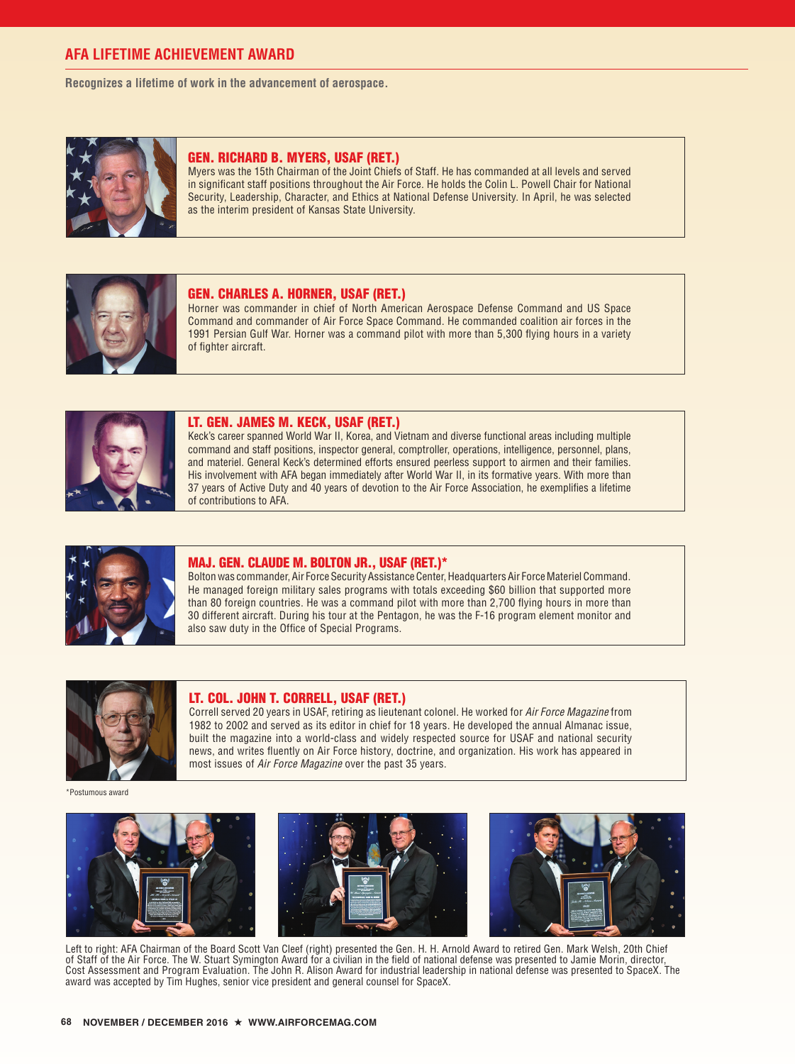## AFA LIFETIME ACHIEVEMENT AWARD

**Recognizes a lifetime of work in the advancement of aerospace.**

### GEN. RICHARD B. MYERS, USAF (RET.)

Myers was the 15th Chairman of the Joint Chiefs of Staff. He has commanded at all levels and served in significant staff positions throughout the Air Force. He holds the Colin L. Powell Chair for National Security, Leadership, Character, and Ethics at National Defense University. In April, he was selected as the interim president of Kansas State University.

### GEN. CHARLES A. HORNER, USAF (RET.)

Horner was commander in chief of North American Aerospace Defense Command and US Space Command and commander of Air Force Space Command. He commanded coalition air forces in the 1991 Persian Gulf War. Horner was a command pilot with more than 5,300 flying hours in a variety of fighter aircraft.

### LT. GEN. JAMES M. KECK, USAF (RET.)

Keck's career spanned World War II, Korea, and Vietnam and diverse functional areas including multiple command and staff positions, inspector general, comptroller, operations, intelligence, personnel, plans, and materiel. General Keck's determined efforts ensured peerless support to airmen and their families. His involvement with AFA began immediately after World War II, in its formative years. With more than 37 years of Active Duty and 40 years of devotion to the Air Force Association, he exemplifies a lifetime of contributions to AFA.

### MAJ. GEN. CLAUDE M. BOLTON JR., USAF (RET.)*

Bolton was commander, Air Force Security Assistance Center, Headquarters Air Force Materiel Command. He managed foreign military sales programs with totals exceeding $60 billion that supported more than 80 foreign countries. He was a command pilot with more than 2,700 flying hours in more than 30 different aircraft. During his tour at the Pentagon, he was the F-16 program element monitor and also saw duty in the Office of Special Programs.

### LT. COL. JOHN T. CORRELL, USAF (RET.)

Correll served 20 years in USAF, retiring as lieutenant colonel. He worked for *Air Force Magazine* from 1982 to 2002 and served as its editor in chief for 18 years. He developed the annual Almanac issue, built the magazine into a world-class and widely respected source for USAF and national security news, and writes fluently on Air Force history, doctrine, and organization. His work has appeared in most issues of *Air Force Magazine* over the past 35 years.

*Postumous award

Left to right: AFA Chairman of the Board Scott Van Cleef (right) presented the Gen. H. H. Arnold Award to retired Gen. Mark Welsh, 20th Chief of Staff of the Air Force. The W. Stuart Symington Award for a civilian in the field of national defense was presented to Jamie Morin, director, Cost Assessment and Program Evaluation. The John R. Alison Award for industrial leadership in national defense was presented to SpaceX. The award was accepted by Tim Hughes, senior vice president and general counsel for SpaceX.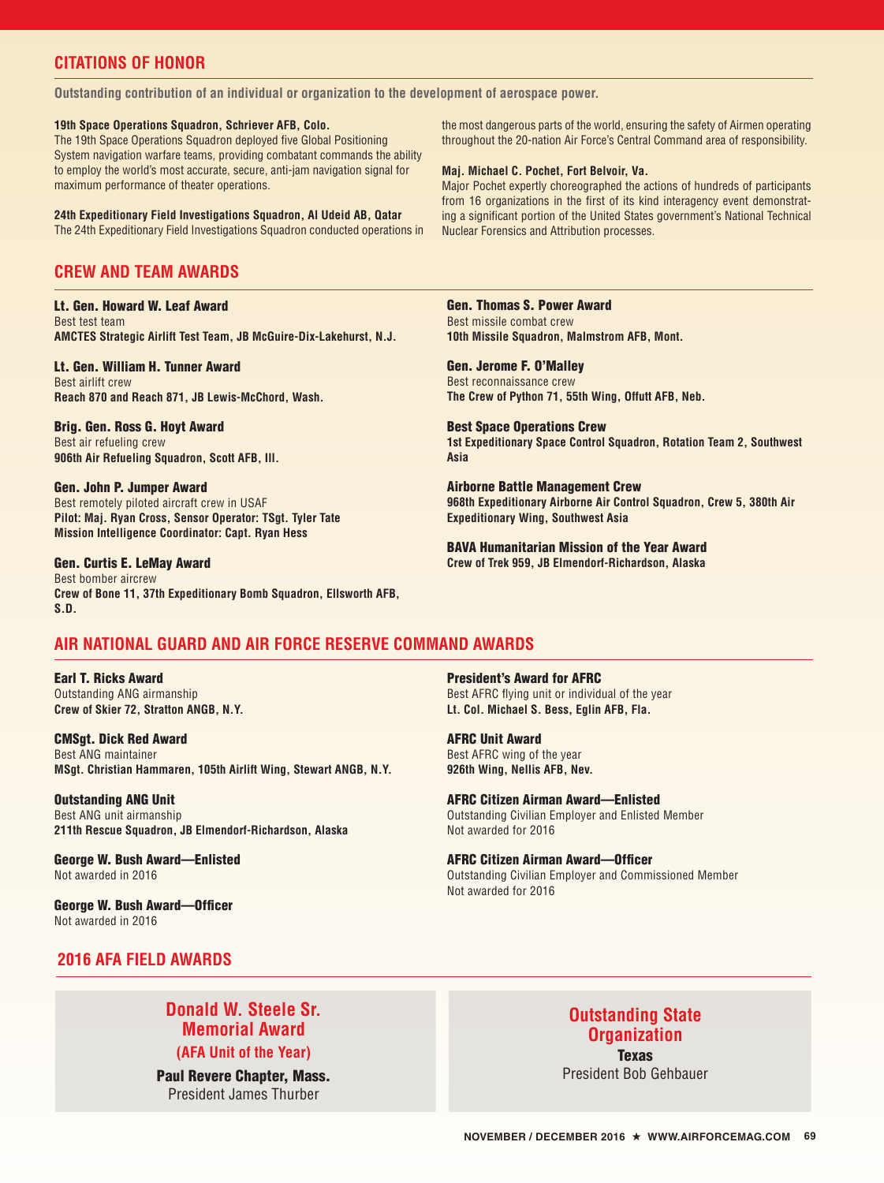## CITATIONS OF HONOR

**Outstanding contribution of an individual or organization to the development of aerospace power.**

**19th Space Operations Squadron, Schriever AFB, Colo.**
The 19th Space Operations Squadron deployed five Global Positioning System navigation warfare teams, providing combatant commands the ability to employ the world's most accurate, secure, anti-jam navigation signal for maximum performance of theater operations.

**24th Expeditionary Field Investigations Squadron, Al Udeid AB, Qatar**
The 24th Expeditionary Field Investigations Squadron conducted operations in the most dangerous parts of the world, ensuring the safety of Airmen operating throughout the 20-nation Air Force's Central Command area of responsibility.

**Maj. Michael C. Pochet, Fort Belvoir, Va.**
Major Pochet expertly choreographed the actions of hundreds of participants from 16 organizations in the first of its kind interagency event demonstrating a significant portion of the United States government's National Technical Nuclear Forensics and Attribution processes.

## CREW AND TEAM AWARDS

**Lt. Gen. Howard W. Leaf Award**
Best test team
**AMCTES Strategic Airlift Test Team, JB McGuire-Dix-Lakehurst, N.J.**

**Lt. Gen. William H. Tunner Award**
Best airlift crew
**Reach 870 and Reach 871, JB Lewis-McChord, Wash.**

**Brig. Gen. Ross G. Hoyt Award**
Best air refueling crew
**906th Air Refueling Squadron, Scott AFB, Ill.**

**Gen. John P. Jumper Award**
Best remotely piloted aircraft crew in USAF
**Pilot: Maj. Ryan Cross, Sensor Operator: TSgt. Tyler Tate**
**Mission Intelligence Coordinator: Capt. Ryan Hess**

**Gen. Curtis E. LeMay Award**
Best bomber aircrew
**Crew of Bone 11, 37th Expeditionary Bomb Squadron, Ellsworth AFB, S.D.**

**Gen. Thomas S. Power Award**
Best missile combat crew
**10th Missile Squadron, Malmstrom AFB, Mont.**

**Gen. Jerome F. O'Malley**
Best reconnaissance crew
**The Crew of Python 71, 55th Wing, Offutt AFB, Neb.**

**Best Space Operations Crew**
**1st Expeditionary Space Control Squadron, Rotation Team 2, Southwest Asia**

**Airborne Battle Management Crew**
**968th Expeditionary Airborne Air Control Squadron, Crew 5, 380th Air Expeditionary Wing, Southwest Asia**

**BAVA Humanitarian Mission of the Year Award**
**Crew of Trek 959, JB Elmendorf-Richardson, Alaska**

## AIR NATIONAL GUARD AND AIR FORCE RESERVE COMMAND AWARDS

**Earl T. Ricks Award**
Outstanding ANG airmanship
**Crew of Skier 72, Stratton ANGB, N.Y.**

**CMSgt. Dick Red Award**
Best ANG maintainer
**MSgt. Christian Hammaren, 105th Airlift Wing, Stewart ANGB, N.Y.**

**Outstanding ANG Unit**
Best ANG unit airmanship
**211th Rescue Squadron, JB Elmendorf-Richardson, Alaska**

**George W. Bush Award—Enlisted**
Not awarded in 2016

**George W. Bush Award—Officer**
Not awarded in 2016

**President's Award for AFRC**
Best AFRC flying unit or individual of the year
**Lt. Col. Michael S. Bess, Eglin AFB, Fla.**

**AFRC Unit Award**
Best AFRC wing of the year
**926th Wing, Nellis AFB, Nev.**

**AFRC Citizen Airman Award—Enlisted**
Outstanding Civilian Employer and Enlisted Member
Not awarded for 2016

**AFRC Citizen Airman Award—Officer**
Outstanding Civilian Employer and Commissioned Member
Not awarded for 2016

## 2016 AFA FIELD AWARDS

### Donald W. Steele Sr. Memorial Award
**(AFA Unit of the Year)**

**Paul Revere Chapter, Mass.**
President James Thurber

### Outstanding State Organization

**Texas**
President Bob Gehbauer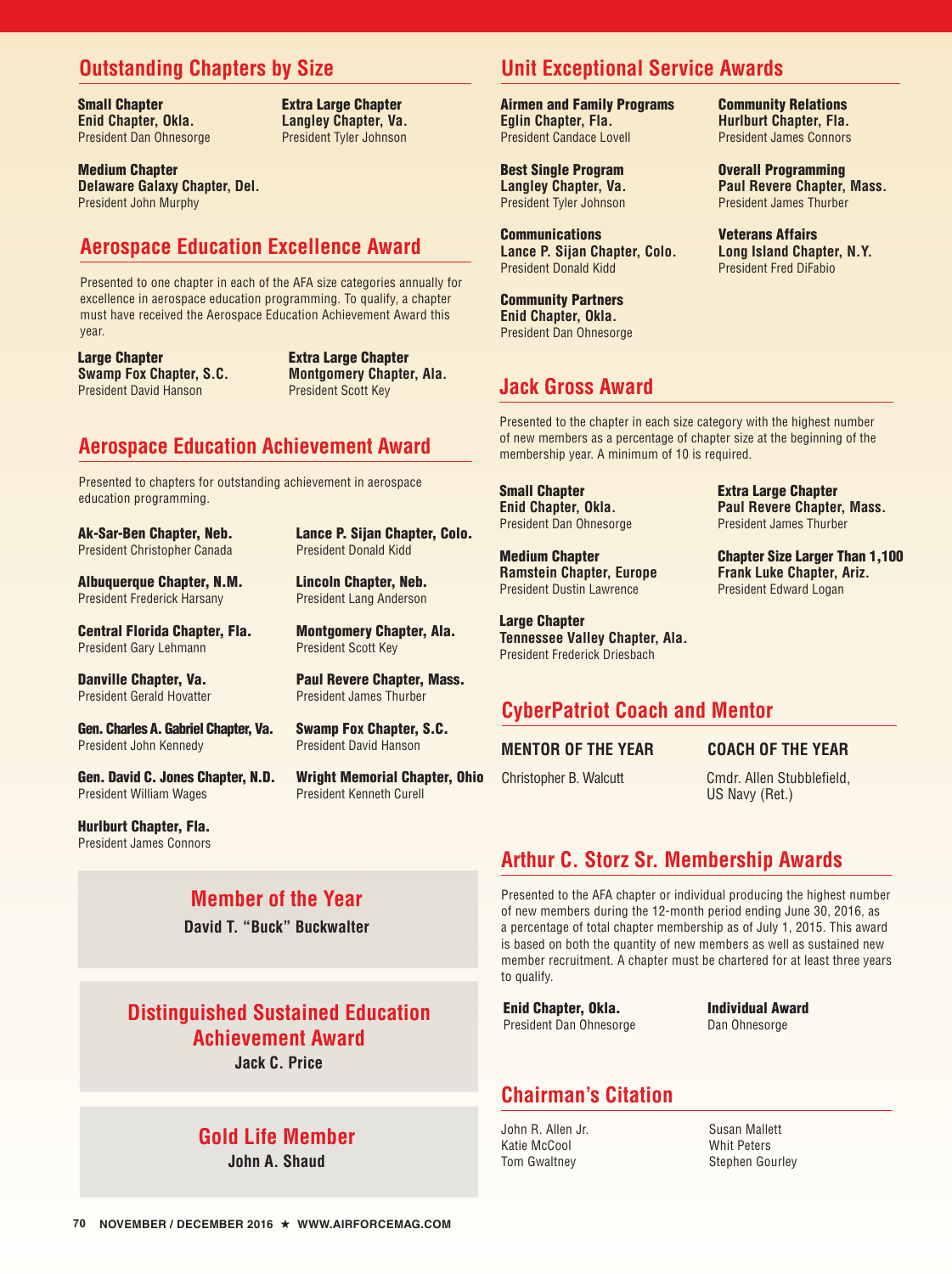## Outstanding Chapters by Size

**Small Chapter**
**Enid Chapter, Okla.**
President Dan Ohnesorge

**Extra Large Chapter**
**Langley Chapter, Va.**
President Tyler Johnson

**Medium Chapter**
**Delaware Galaxy Chapter, Del.**
President John Murphy

## Aerospace Education Excellence Award

Presented to one chapter in each of the AFA size categories annually for excellence in aerospace education programming. To qualify, a chapter must have received the Aerospace Education Achievement Award this year.

**Large Chapter**
**Swamp Fox Chapter, S.C.**
President David Hanson

**Extra Large Chapter**
**Montgomery Chapter, Ala.**
President Scott Key

## Aerospace Education Achievement Award

Presented to chapters for outstanding achievement in aerospace education programming.

**Ak-Sar-Ben Chapter, Neb.**
President Christopher Canada

**Albuquerque Chapter, N.M.**
President Frederick Harsany

**Central Florida Chapter, Fla.**
President Gary Lehmann

**Danville Chapter, Va.**
President Gerald Hovatter

**Gen. Charles A. Gabriel Chapter, Va.**
President John Kennedy

**Gen. David C. Jones Chapter, N.D.**
President William Wages

**Hurlburt Chapter, Fla.**
President James Connors

**Lance P. Sijan Chapter, Colo.**
President Donald Kidd

**Lincoln Chapter, Neb.**
President Lang Anderson

**Montgomery Chapter, Ala.**
President Scott Key

**Paul Revere Chapter, Mass.**
President James Thurber

**Swamp Fox Chapter, S.C.**
President David Hanson

**Wright Memorial Chapter, Ohio**
President Kenneth Curell

## Member of the Year

**David T. "Buck" Buckwalter**

## Distinguished Sustained Education Achievement Award

**Jack C. Price**

## Gold Life Member

**John A. Shaud**

## Unit Exceptional Service Awards

**Airmen and Family Programs**
**Eglin Chapter, Fla.**
President Candace Lovell

**Best Single Program**
**Langley Chapter, Va.**
President Tyler Johnson

**Communications**
**Lance P. Sijan Chapter, Colo.**
President Donald Kidd

**Community Partners**
**Enid Chapter, Okla.**
President Dan Ohnesorge

**Community Relations**
**Hurlburt Chapter, Fla.**
President James Connors

**Overall Programming**
**Paul Revere Chapter, Mass.**
President James Thurber

**Veterans Affairs**
**Long Island Chapter, N.Y.**
President Fred DiFabio

## Jack Gross Award

Presented to the chapter in each size category with the highest number of new members as a percentage of chapter size at the beginning of the membership year. A minimum of 10 is required.

**Small Chapter**
**Enid Chapter, Okla.**
President Dan Ohnesorge

**Medium Chapter**
**Ramstein Chapter, Europe**
President Dustin Lawrence

**Large Chapter**
**Tennessee Valley Chapter, Ala.**
President Frederick Driesbach

**Extra Large Chapter**
**Paul Revere Chapter, Mass.**
President James Thurber

**Chapter Size Larger Than 1,100**
**Frank Luke Chapter, Ariz.**
President Edward Logan

## CyberPatriot Coach and Mentor

**MENTOR OF THE YEAR**
Christopher B. Walcutt

**COACH OF THE YEAR**
Cmdr. Allen Stubblefield, US Navy (Ret.)

## Arthur C. Storz Sr. Membership Awards

Presented to the AFA chapter or individual producing the highest number of new members during the 12-month period ending June 30, 2016, as a percentage of total chapter membership as of July 1, 2015. This award is based on both the quantity of new members as well as sustained new member recruitment. A chapter must be chartered for at least three years to qualify.

**Enid Chapter, Okla.**
President Dan Ohnesorge

**Individual Award**
Dan Ohnesorge

## Chairman's Citation

John R. Allen Jr.
Katie McCool
Tom Gwaltney
Susan Mallett
Whit Peters
Stephen Gourley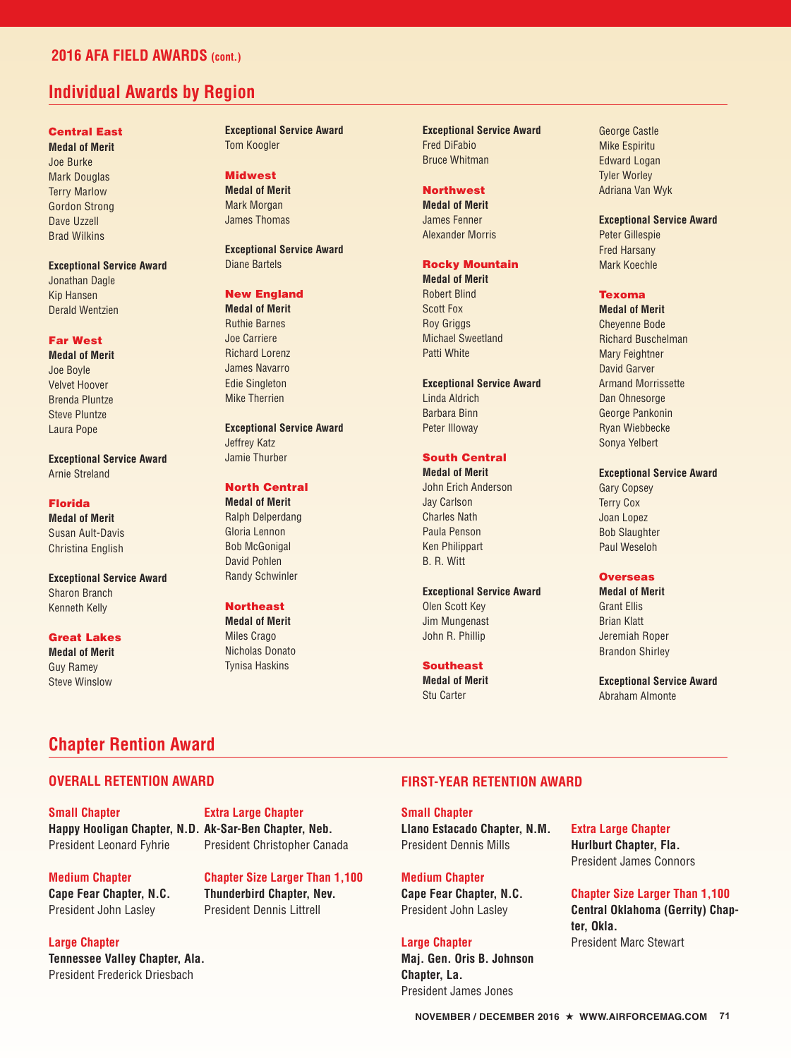## 2016 AFA FIELD AWARDS (cont.)

## Individual Awards by Region

### Central East

**Medal of Merit**
Joe Burke
Mark Douglas
Terry Marlow
Gordon Strong
Dave Uzzell
Brad Wilkins

**Exceptional Service Award**
Jonathan Dagle
Kip Hansen
Derald Wentzien

### Far West

**Medal of Merit**
Joe Boyle
Velvet Hoover
Brenda Pluntze
Steve Pluntze
Laura Pope

**Exceptional Service Award**
Arnie Streland

### Florida

**Medal of Merit**
Susan Ault-Davis
Christina English

**Exceptional Service Award**
Sharon Branch
Kenneth Kelly

### Great Lakes

**Medal of Merit**
Guy Ramey
Steve Winslow

**Exceptional Service Award**
Tom Koogler

### Midwest

**Medal of Merit**
Mark Morgan
James Thomas

**Exceptional Service Award**
Diane Bartels

### New England

**Medal of Merit**
Ruthie Barnes
Joe Carriere
Richard Lorenz
James Navarro
Edie Singleton
Mike Therrien

**Exceptional Service Award**
Jeffrey Katz
Jamie Thurber

### North Central

**Medal of Merit**
Ralph Delperdang
Gloria Lennon
Bob McGonigal
David Pohlen
Randy Schwinler

### Northeast

**Medal of Merit**
Miles Crago
Nicholas Donato
Tynisa Haskins

**Exceptional Service Award**
Fred DiFabio
Bruce Whitman

### Northwest

**Medal of Merit**
James Fenner
Alexander Morris

### Rocky Mountain

**Medal of Merit**
Robert Blind
Scott Fox
Roy Griggs
Michael Sweetland
Patti White

**Exceptional Service Award**
Linda Aldrich
Barbara Binn
Peter Illoway

### South Central

**Medal of Merit**
John Erich Anderson
Jay Carlson
Charles Nath
Paula Penson
Ken Philippart
B. R. Witt

**Exceptional Service Award**
Olen Scott Key
Jim Mungenast
John R. Phillip

### Southeast

**Medal of Merit**
Stu Carter
George Castle
Mike Espiritu
Edward Logan
Tyler Worley
Adriana Van Wyk

**Exceptional Service Award**
Peter Gillespie
Fred Harsany
Mark Koechle

### Texoma

**Medal of Merit**
Cheyenne Bode
Richard Buschelman
Mary Feightner
David Garver
Armand Morrissette
Dan Ohnesorge
George Pankonin
Ryan Wiebbecke
Sonya Yelbert

**Exceptional Service Award**
Gary Copsey
Terry Cox
Joan Lopez
Bob Slaughter
Paul Weseloh

### Overseas

**Medal of Merit**
Grant Ellis
Brian Klatt
Jeremiah Roper
Brandon Shirley

**Exceptional Service Award**
Abraham Almonte

## Chapter Rention Award

### OVERALL RETENTION AWARD

**Small Chapter**
**Happy Hooligan Chapter, N.D.**
President Leonard Fyhrie

**Medium Chapter**
**Cape Fear Chapter, N.C.**
President John Lasley

**Large Chapter**
**Tennessee Valley Chapter, Ala.**
President Frederick Driesbach

**Extra Large Chapter**
**Ak-Sar-Ben Chapter, Neb.**
President Christopher Canada

**Chapter Size Larger Than 1,100**
**Thunderbird Chapter, Nev.**
President Dennis Littrell

### FIRST-YEAR RETENTION AWARD

**Small Chapter**
**Llano Estacado Chapter, N.M.**
President Dennis Mills

**Medium Chapter**
**Cape Fear Chapter, N.C.**
President John Lasley

**Large Chapter**
**Maj. Gen. Oris B. Johnson Chapter, La.**
President James Jones

**Extra Large Chapter**
**Hurlburt Chapter, Fla.**
President James Connors

**Chapter Size Larger Than 1,100**
**Central Oklahoma (Gerrity) Chapter, Okla.**
President Marc Stewart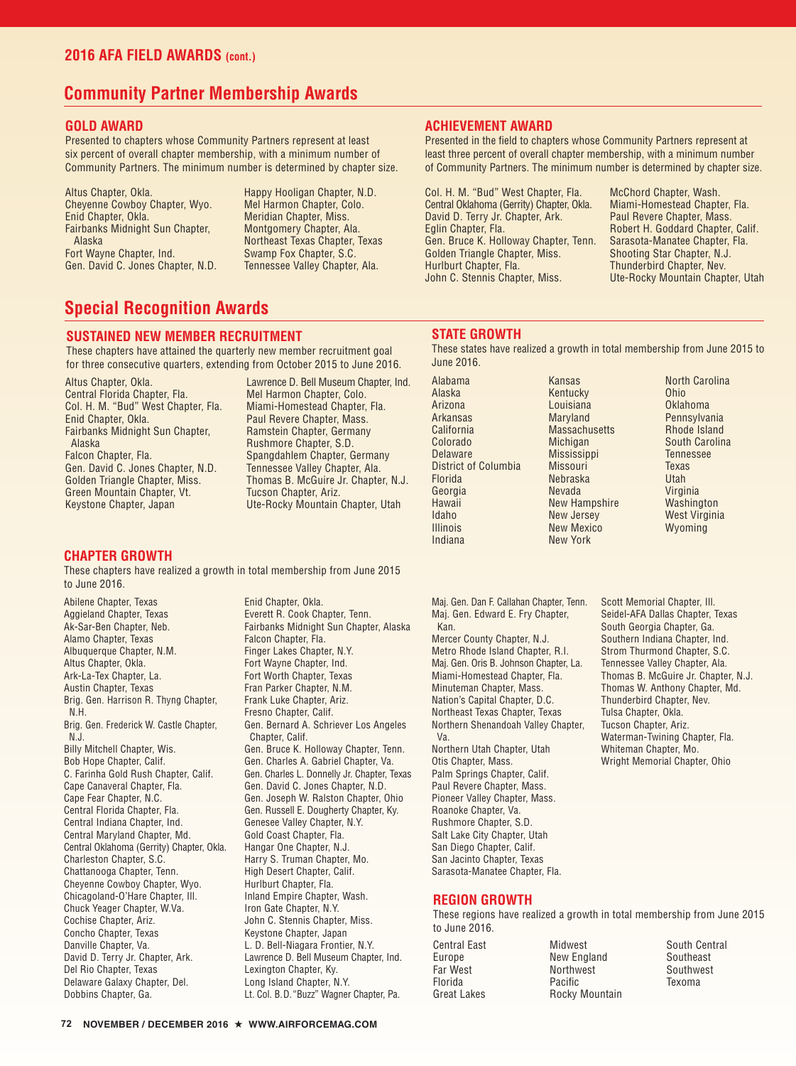## 2016 AFA FIELD AWARDS (cont.)

# Community Partner Membership Awards

### GOLD AWARD

Presented to chapters whose Community Partners represent at least six percent of overall chapter membership, with a minimum number of Community Partners. The minimum number is determined by chapter size.

Altus Chapter, Okla.
Cheyenne Cowboy Chapter, Wyo.
Enid Chapter, Okla.
Fairbanks Midnight Sun Chapter, Alaska
Fort Wayne Chapter, Ind.
Gen. David C. Jones Chapter, N.D.
Happy Hooligan Chapter, N.D.
Mel Harmon Chapter, Colo.
Meridian Chapter, Miss.
Montgomery Chapter, Ala.
Northeast Texas Chapter, Texas
Swamp Fox Chapter, S.C.
Tennessee Valley Chapter, Ala.

### ACHIEVEMENT AWARD

Presented in the field to chapters whose Community Partners represent at least three percent of overall chapter membership, with a minimum number of Community Partners. The minimum number is determined by chapter size.

Col. H. M. "Bud" West Chapter, Fla.
Central Oklahoma (Gerrity) Chapter, Okla.
David D. Terry Jr. Chapter, Ark.
Eglin Chapter, Fla.
Gen. Bruce K. Holloway Chapter, Tenn.
Golden Triangle Chapter, Miss.
Hurlburt Chapter, Fla.
John C. Stennis Chapter, Miss.
McChord Chapter, Wash.
Miami-Homestead Chapter, Fla.
Paul Revere Chapter, Mass.
Robert H. Goddard Chapter, Calif.
Sarasota-Manatee Chapter, Fla.
Shooting Star Chapter, N.J.
Thunderbird Chapter, Nev.
Ute-Rocky Mountain Chapter, Utah

# Special Recognition Awards

### SUSTAINED NEW MEMBER RECRUITMENT

These chapters have attained the quarterly new member recruitment goal for three consecutive quarters, extending from October 2015 to June 2016.

Altus Chapter, Okla.
Central Florida Chapter, Fla.
Col. H. M. "Bud" West Chapter, Fla.
Enid Chapter, Okla.
Fairbanks Midnight Sun Chapter, Alaska
Falcon Chapter, Fla.
Gen. David C. Jones Chapter, N.D.
Golden Triangle Chapter, Miss.
Green Mountain Chapter, Vt.
Keystone Chapter, Japan
Lawrence D. Bell Museum Chapter, Ind.
Mel Harmon Chapter, Colo.
Miami-Homestead Chapter, Fla.
Paul Revere Chapter, Mass.
Ramstein Chapter, Germany
Rushmore Chapter, S.D.
Spangdahlem Chapter, Germany
Tennessee Valley Chapter, Ala.
Thomas B. McGuire Jr. Chapter, N.J.
Tucson Chapter, Ariz.
Ute-Rocky Mountain Chapter, Utah

### STATE GROWTH

These states have realized a growth in total membership from June 2015 to June 2016.

Alabama
Alaska
Arizona
Arkansas
California
Colorado
Delaware
District of Columbia
Florida
Georgia
Hawaii
Idaho
Illinois
Indiana
Kansas
Kentucky
Louisiana
Maryland
Massachusetts
Michigan
Mississippi
Missouri
Nebraska
Nevada
New Hampshire
New Jersey
New Mexico
New York
North Carolina
Ohio
Oklahoma
Pennsylvania
Rhode Island
South Carolina
Tennessee
Texas
Utah
Virginia
Washington
West Virginia
Wyoming

### CHAPTER GROWTH

These chapters have realized a growth in total membership from June 2015 to June 2016.

Abilene Chapter, Texas
Aggieland Chapter, Texas
Ak-Sar-Ben Chapter, Neb.
Alamo Chapter, Texas
Albuquerque Chapter, N.M.
Altus Chapter, Okla.
Ark-La-Tex Chapter, La.
Austin Chapter, Texas
Brig. Gen. Harrison R. Thyng Chapter, N.H.
Brig. Gen. Frederick W. Castle Chapter, N.J.
Billy Mitchell Chapter, Wis.
Bob Hope Chapter, Calif.
C. Farinha Gold Rush Chapter, Calif.
Cape Canaveral Chapter, Fla.
Cape Fear Chapter, N.C.
Central Florida Chapter, Fla.
Central Indiana Chapter, Ind.
Central Maryland Chapter, Md.
Central Oklahoma (Gerrity) Chapter, Okla.
Charleston Chapter, S.C.
Chattanooga Chapter, Tenn.
Cheyenne Cowboy Chapter, Wyo.
Chicagoland-O'Hare Chapter, Ill.
Chuck Yeager Chapter, W.Va.
Cochise Chapter, Ariz.
Concho Chapter, Texas
Danville Chapter, Va.
David D. Terry Jr. Chapter, Ark.
Del Rio Chapter, Texas
Delaware Galaxy Chapter, Del.
Dobbins Chapter, Ga.
Enid Chapter, Okla.
Everett R. Cook Chapter, Tenn.
Fairbanks Midnight Sun Chapter, Alaska
Falcon Chapter, Fla.
Finger Lakes Chapter, N.Y.
Fort Wayne Chapter, Ind.
Fort Worth Chapter, Texas
Fran Parker Chapter, N.M.
Frank Luke Chapter, Ariz.
Fresno Chapter, Calif.
Gen. Bernard A. Schriever Los Angeles Chapter, Calif.
Gen. Bruce K. Holloway Chapter, Tenn.
Gen. Charles A. Gabriel Chapter, Va.
Gen. Charles L. Donnelly Jr. Chapter, Texas
Gen. David C. Jones Chapter, N.D.
Gen. Joseph W. Ralston Chapter, Ohio
Gen. Russell E. Dougherty Chapter, Ky.
Genesee Valley Chapter, N.Y.
Gold Coast Chapter, Fla.
Hangar One Chapter, N.J.
Harry S. Truman Chapter, Mo.
High Desert Chapter, Calif.
Hurlburt Chapter, Fla.
Inland Empire Chapter, Wash.
Iron Gate Chapter, N.Y.
John C. Stennis Chapter, Miss.
Keystone Chapter, Japan
L. D. Bell-Niagara Frontier, N.Y.
Lawrence D. Bell Museum Chapter, Ind.
Lexington Chapter, Ky.
Long Island Chapter, N.Y.
Lt. Col. B.D. "Buzz" Wagner Chapter, Pa.
Maj. Gen. Dan F. Callahan Chapter, Tenn.
Maj. Gen. Edward E. Fry Chapter, Kan.
Mercer County Chapter, N.J.
Metro Rhode Island Chapter, R.I.
Maj. Gen. Oris B. Johnson Chapter, La.
Miami-Homestead Chapter, Fla.
Minuteman Chapter, Mass.
Nation's Capital Chapter, D.C.
Northeast Texas Chapter, Texas
Northern Shenandoah Valley Chapter, Va.
Northern Utah Chapter, Utah
Otis Chapter, Mass.
Palm Springs Chapter, Calif.
Paul Revere Chapter, Mass.
Pioneer Valley Chapter, Mass.
Roanoke Chapter, Va.
Rushmore Chapter, S.D.
Salt Lake City Chapter, Utah
San Diego Chapter, Calif.
San Jacinto Chapter, Texas
Sarasota-Manatee Chapter, Fla.
Scott Memorial Chapter, Ill.
Seidel-AFA Dallas Chapter, Texas
South Georgia Chapter, Ga.
Southern Indiana Chapter, Ind.
Strom Thurmond Chapter, S.C.
Tennessee Valley Chapter, Ala.
Thomas B. McGuire Jr. Chapter, N.J.
Thomas W. Anthony Chapter, Md.
Thunderbird Chapter, Nev.
Tulsa Chapter, Okla.
Tucson Chapter, Ariz.
Waterman-Twining Chapter, Fla.
Whiteman Chapter, Mo.
Wright Memorial Chapter, Ohio

### REGION GROWTH

These regions have realized a growth in total membership from June 2015 to June 2016.

Central East
Europe
Far West
Florida
Great Lakes
Midwest
New England
Northwest
Pacific
Rocky Mountain
South Central
Southeast
Southwest
Texoma